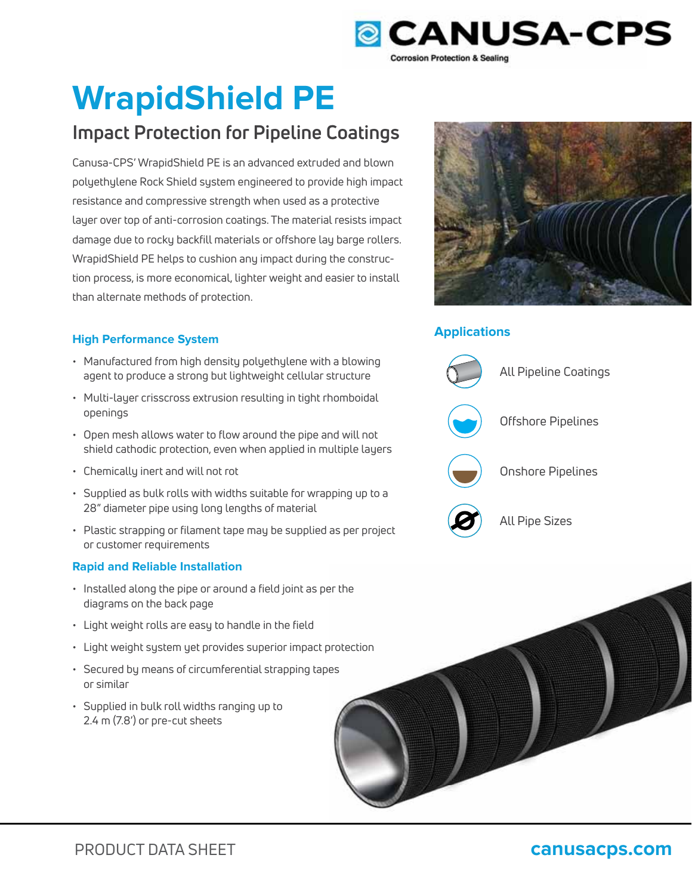# WrapidShield PE

## Impact Protection for Pipeline Coatings

Canusa-CPS' WrapidShield PE is an advanced extruded and blown polyethylene Rock Shield system engineered to provide high impact resistance and compressive strength when used as a protective layer over top of anti-corrosion coatings. The material resists impact damage due to rocky backfill materials or offshore lay barge rollers. WrapidShield PE helps to cushion any impact during the construction process, is more economical, lighter weight and easier to install than alternate methods of protection.

### High Performance System

- Manufactured from high density polyethylene with a blowing agent to produce a strong but lightweight cellular structure
- Multi-layer crisscross extrusion resulting in tight rhomboidal openings
- Open mesh allows water to flow around the pipe and will not shield cathodic protection, even when applied in multiple layers
- Chemically inert and will not rot
- Supplied as bulk rolls with widths suitable for wrapping up to a 28" diameter pipe using long lengths of material
- Plastic strapping or filament tape may be supplied as per project or customer requirements

### Rapid and Reliable Installation

- Installed along the pipe or around a field joint as per the diagrams on the back page
- Light weight rolls are easy to handle in the field
- Light weight system yet provides superior impact protection
- Secured by means of circumferential strapping tapes or similar
- Supplied in bulk roll widths ranging up to 2.4 m (7.8') or pre-cut sheets

### Applications

- All Pipeline Coatings
- Offshore Pipelines
- Onshore Pipelines
- All Pipe Sizes

PRODUCT DATA SHEET

canusacps.com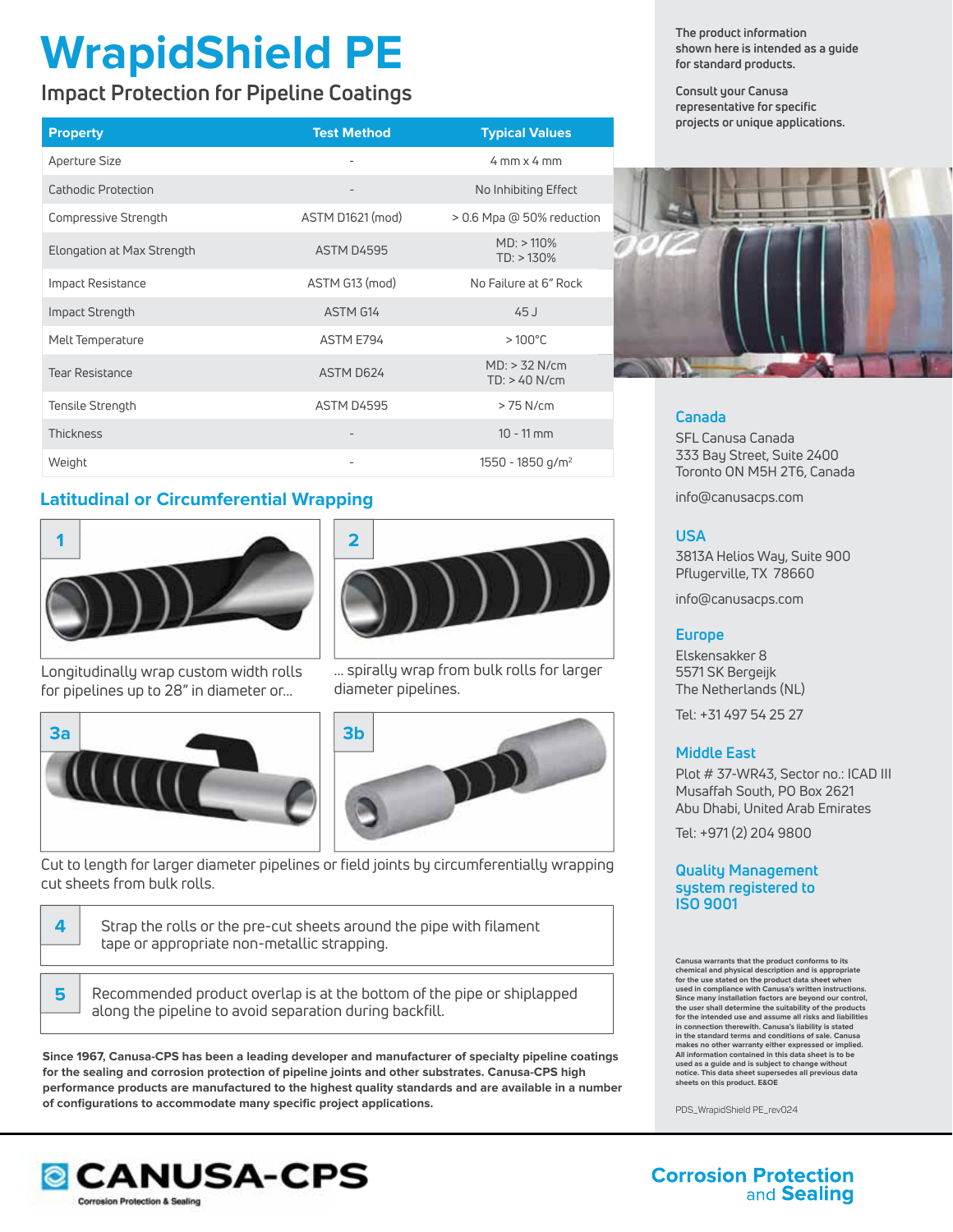# WrapidShield PE

## Impact Protection for Pipeline Coatings

| Property | Test Method | Typical Values |
|---|---|---|
| Aperture Size | - | 4 mm x 4 mm |
| Cathodic Protection | - | No Inhibiting Effect |
| Compressive Strength | ASTM D1621 (mod) | > 0.6 Mpa @ 50% reduction |
| Elongation at Max Strength | ASTM D4595 | MD: > 110%<br>TD: > 130% |
| Impact Resistance | ASTM G13 (mod) | No Failure at 6" Rock |
| Impact Strength | ASTM G14 | 45 J |
| Melt Temperature | ASTM E794 | > 100°C |
| Tear Resistance | ASTM D624 | MD: > 32 N/cm<br>TD: > 40 N/cm |
| Tensile Strength | ASTM D4595 | > 75 N/cm |
| Thickness | - | 10 - 11 mm |
| Weight | - | 1550 - 1850 g/m² |

## Latitudinal or Circumferential Wrapping

**1** Longitudinally wrap custom width rolls for pipelines up to 28" in diameter or...

**2** ... spirally wrap from bulk rolls for larger diameter pipelines.

**3a** **3b** Cut to length for larger diameter pipelines or field joints by circumferentially wrapping cut sheets from bulk rolls.

**4** Strap the rolls or the pre-cut sheets around the pipe with filament tape or appropriate non-metallic strapping.

**5** Recommended product overlap is at the bottom of the pipe or shiplapped along the pipeline to avoid separation during backfill.

**Since 1967, Canusa-CPS has been a leading developer and manufacturer of specialty pipeline coatings for the sealing and corrosion protection of pipeline joints and other substrates. Canusa-CPS high performance products are manufactured to the highest quality standards and are available in a number of configurations to accommodate many specific project applications.**

The product information shown here is intended as a guide for standard products.

Consult your Canusa representative for specific projects or unique applications.

### Canada

SFL Canusa Canada
333 Bay Street, Suite 2400
Toronto ON M5H 2T6, Canada

info@canusacps.com

### USA

3813A Helios Way, Suite 900
Pflugerville, TX 78660

info@canusacps.com

### Europe

Elskensakker 8
5571 SK Bergeijk
The Netherlands (NL)

Tel: +31 497 54 25 27

### Middle East

Plot # 37-WR43, Sector no.: ICAD III
Musaffah South, PO Box 2621
Abu Dhabi, United Arab Emirates

Tel: +971 (2) 204 9800

### Quality Management system registered to ISO 9001

Canusa warrants that the product conforms to its chemical and physical description and is appropriate for the use stated on the product data sheet when used in compliance with Canusa's written instructions. Since many installation factors are beyond our control, the user shall determine the suitability of the products for the intended use and assume all risks and liabilities in connection therewith. Canusa's liability is stated in the standard terms and conditions of sale. Canusa makes no other warranty either expressed or implied. All information contained in this data sheet is to be used as a guide and is subject to change without notice. This data sheet supersedes all previous data sheets on this product. E&OE

PDS_WrapidShield PE_rev024

CANUSA-CPS
Corrosion Protection & Sealing

**Corrosion Protection and Sealing**